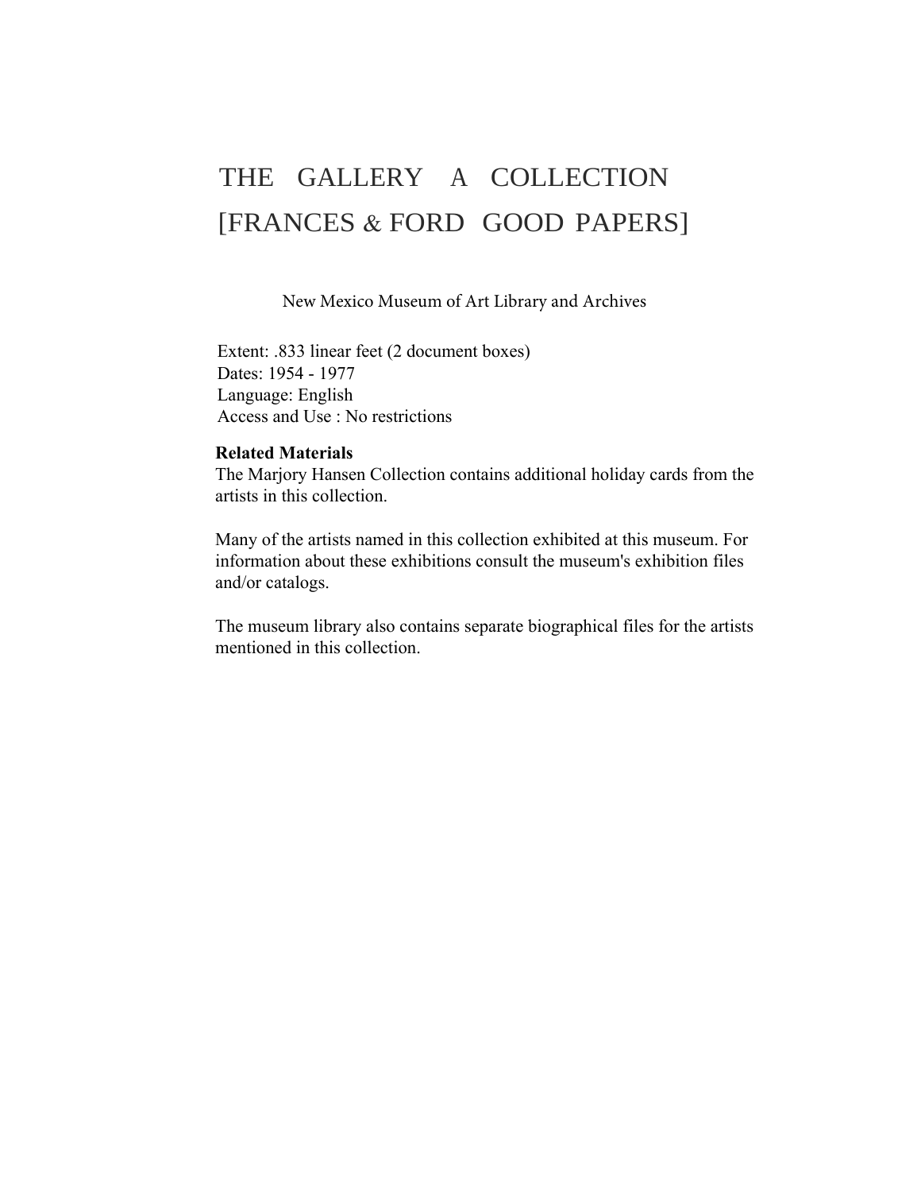# THE GALLERY A COLLECTION [FRANCES & FORD GOOD PAPERS]

New Mexico Museum of Art Library and Archives

Extent: .833 linear feet (2 document boxes)
Dates: 1954 - 1977
Language: English
Access and Use : No restrictions

**Related Materials**

The Marjory Hansen Collection contains additional holiday cards from the artists in this collection.

Many of the artists named in this collection exhibited at this museum. For information about these exhibitions consult the museum's exhibition files and/or catalogs.

The museum library also contains separate biographical files for the artists mentioned in this collection.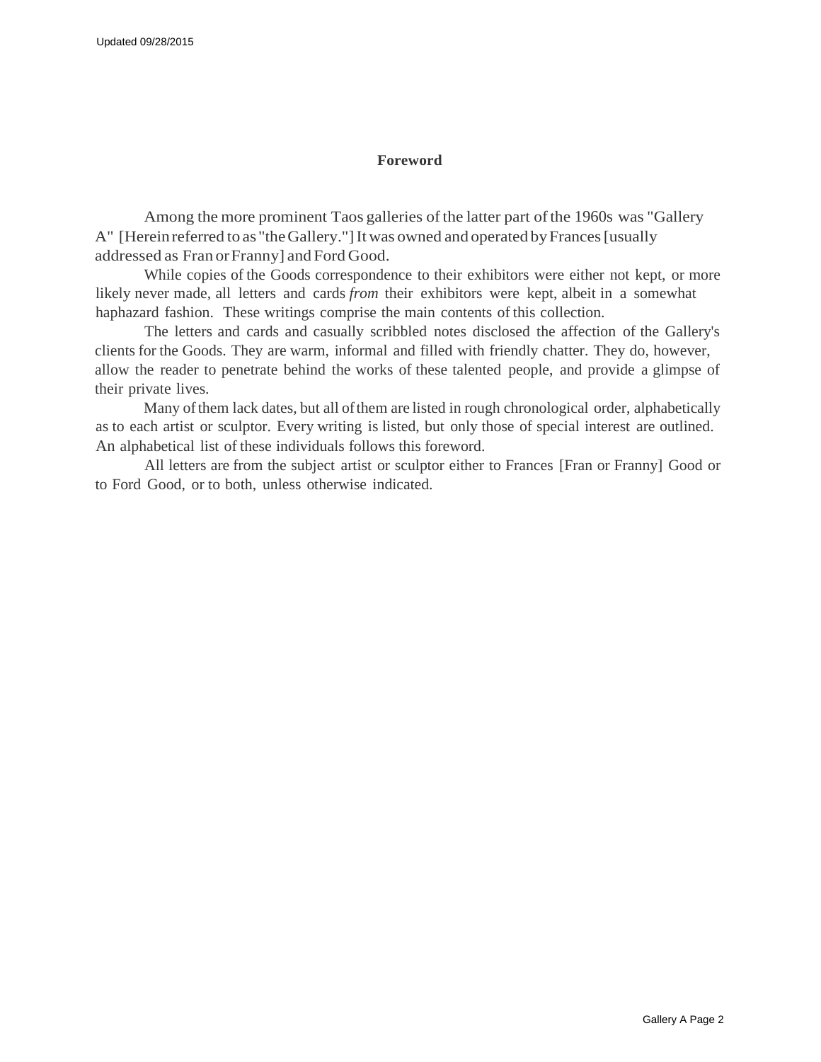## Foreword

Among the more prominent Taos galleries of the latter part of the 1960s was "Gallery A" [Herein referred to as "the Gallery."] It was owned and operated by Frances [usually addressed as Fran or Franny] and Ford Good.

While copies of the Goods correspondence to their exhibitors were either not kept, or more likely never made, all letters and cards *from* their exhibitors were kept, albeit in a somewhat haphazard fashion. These writings comprise the main contents of this collection.

The letters and cards and casually scribbled notes disclosed the affection of the Gallery's clients for the Goods. They are warm, informal and filled with friendly chatter. They do, however, allow the reader to penetrate behind the works of these talented people, and provide a glimpse of their private lives.

Many of them lack dates, but all of them are listed in rough chronological order, alphabetically as to each artist or sculptor. Every writing is listed, but only those of special interest are outlined. An alphabetical list of these individuals follows this foreword.

All letters are from the subject artist or sculptor either to Frances [Fran or Franny] Good or to Ford Good, or to both, unless otherwise indicated.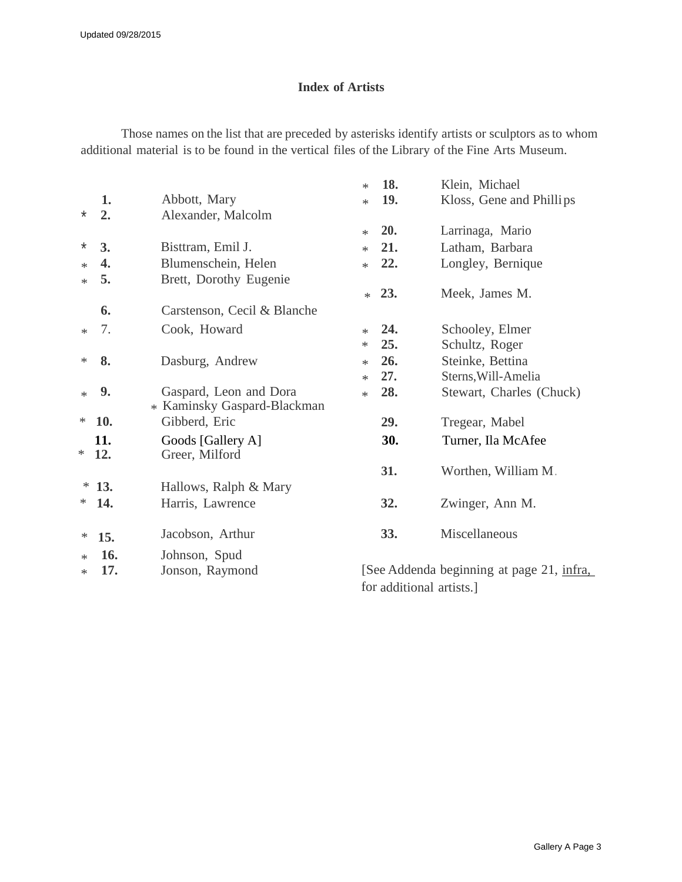## Index of Artists

Those names on the list that are preceded by asterisks identify artists or sculptors as to whom additional material is to be found in the vertical files of the Library of the Fine Arts Museum.

| | No. | Artist |
|---|---|---|
| | **1.** | Abbott, Mary |
| * | **2.** | Alexander, Malcolm |
| * | **3.** | Bisttram, Emil J. |
| * | **4.** | Blumenschein, Helen |
| * | **5.** | Brett, Dorothy Eugenie |
| | **6.** | Carstenson, Cecil & Blanche |
| * | 7. | Cook, Howard |
| * | **8.** | Dasburg, Andrew |
| * | **9.** | Gaspard, Leon and Dora * Kaminsky Gaspard-Blackman |
| * | **10.** | Gibberd, Eric |
| | **11.** | Goods [Gallery A] |
| * | **12.** | Greer, Milford |
| * | **13.** | Hallows, Ralph & Mary |
| * | **14.** | Harris, Lawrence |
| * | **15.** | Jacobson, Arthur |
| * | **16.** | Johnson, Spud |
| * | **17.** | Jonson, Raymond |
| * | **18.** | Klein, Michael |
| * | **19.** | Kloss, Gene and Phillips |
| * | **20.** | Larrinaga, Mario |
| * | **21.** | Latham, Barbara |
| * | **22.** | Longley, Bernique |
| * | **23.** | Meek, James M. |
| * | **24.** | Schooley, Elmer |
| * | **25.** | Schultz, Roger |
| * | **26.** | Steinke, Bettina |
| * | **27.** | Sterns, Will-Amelia |
| * | **28.** | Stewart, Charles (Chuck) |
| | **29.** | Tregear, Mabel |
| | **30.** | Turner, Ila McAfee |
| | **31.** | Worthen, William M. |
| | **32.** | Zwinger, Ann M. |
| | **33.** | Miscellaneous |

[See Addenda beginning at page 21, infra, for additional artists.]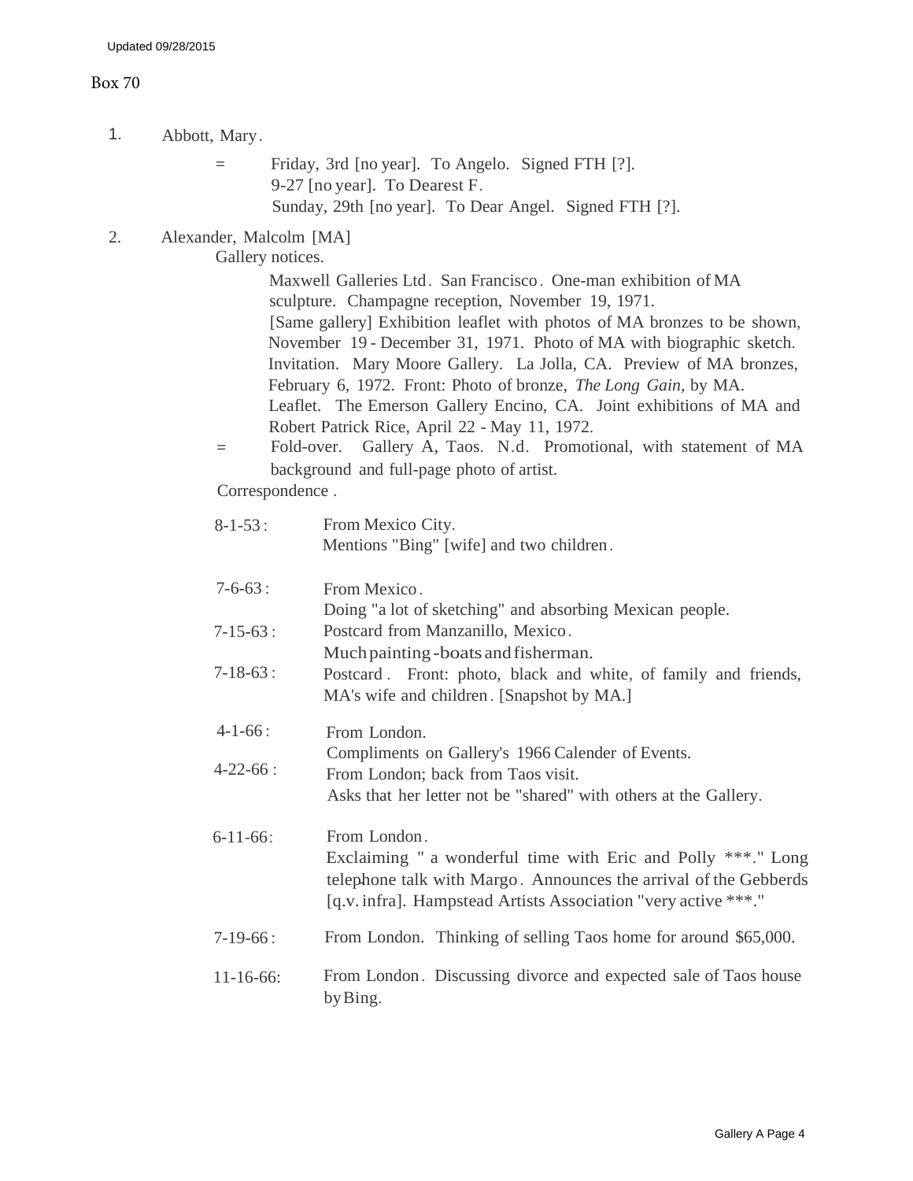Updated 09/28/2015

Box 70

1. Abbott, Mary.

   = Friday, 3rd [no year]. To Angelo. Signed FTH [?].
   9-27 [no year]. To Dearest F.
   Sunday, 29th [no year]. To Dear Angel. Signed FTH [?].

2. Alexander, Malcolm [MA]

   Gallery notices.

   Maxwell Galleries Ltd. San Francisco. One-man exhibition of MA sculpture. Champagne reception, November 19, 1971.
   [Same gallery] Exhibition leaflet with photos of MA bronzes to be shown, November 19 - December 31, 1971. Photo of MA with biographic sketch.
   Invitation. Mary Moore Gallery. La Jolla, CA. Preview of MA bronzes, February 6, 1972. Front: Photo of bronze, *The Long Gain,* by MA.
   Leaflet. The Emerson Gallery Encino, CA. Joint exhibitions of MA and Robert Patrick Rice, April 22 - May 11, 1972.

   = Fold-over. Gallery A, Taos. N.d. Promotional, with statement of MA background and full-page photo of artist.

   Correspondence.

   8-1-53: From Mexico City.
   Mentions "Bing" [wife] and two children.

   7-6-63: From Mexico.
   Doing "a lot of sketching" and absorbing Mexican people.

   7-15-63: Postcard from Manzanillo, Mexico.
   Much painting-boats and fisherman.

   7-18-63: Postcard. Front: photo, black and white, of family and friends, MA's wife and children. [Snapshot by MA.]

   4-1-66: From London.
   Compliments on Gallery's 1966 Calender of Events.

   4-22-66: From London; back from Taos visit.
   Asks that her letter not be "shared" with others at the Gallery.

   6-11-66: From London.
   Exclaiming " a wonderful time with Eric and Polly ***." Long telephone talk with Margo. Announces the arrival of the Gebberds [q.v. infra]. Hampstead Artists Association "very active ***."

   7-19-66: From London. Thinking of selling Taos home for around $65,000.

   11-16-66: From London. Discussing divorce and expected sale of Taos house by Bing.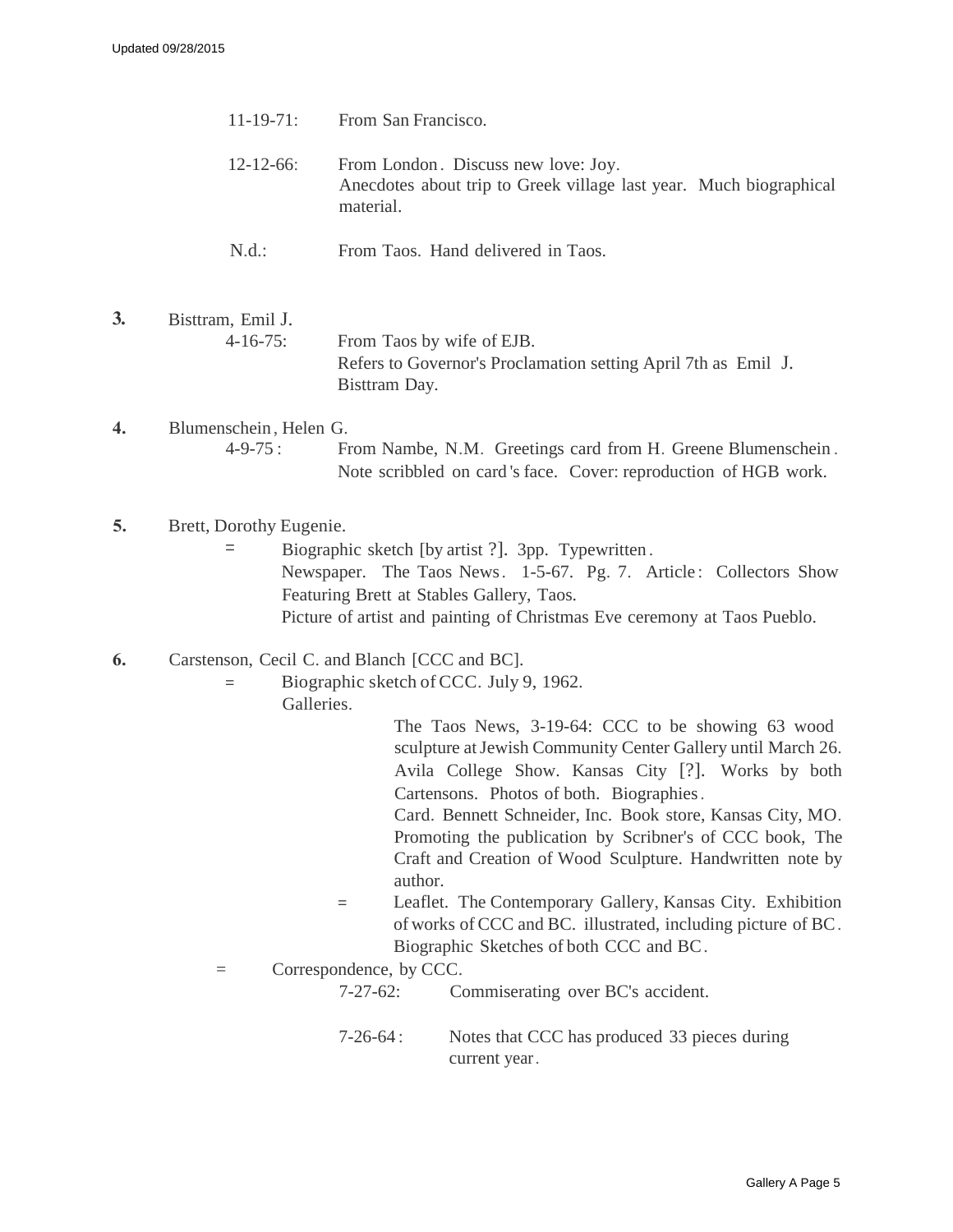11-19-71: From San Francisco.

12-12-66: From London. Discuss new love: Joy.
Anecdotes about trip to Greek village last year. Much biographical material.

N.d.: From Taos. Hand delivered in Taos.

**3.** Bisttram, Emil J.

4-16-75: From Taos by wife of EJB.
Refers to Governor's Proclamation setting April 7th as Emil J. Bisttram Day.

**4.** Blumenschein, Helen G.

4-9-75: From Nambe, N.M. Greetings card from H. Greene Blumenschein. Note scribbled on card's face. Cover: reproduction of HGB work.

**5.** Brett, Dorothy Eugenie.

= Biographic sketch [by artist ?]. 3pp. Typewritten.
Newspaper. The Taos News. 1-5-67. Pg. 7. Article: Collectors Show Featuring Brett at Stables Gallery, Taos.
Picture of artist and painting of Christmas Eve ceremony at Taos Pueblo.

**6.** Carstenson, Cecil C. and Blanch [CCC and BC].

= Biographic sketch of CCC. July 9, 1962.
Galleries.

The Taos News, 3-19-64: CCC to be showing 63 wood sculpture at Jewish Community Center Gallery until March 26.
Avila College Show. Kansas City [?]. Works by both Cartensons. Photos of both. Biographies.
Card. Bennett Schneider, Inc. Book store, Kansas City, MO. Promoting the publication by Scribner's of CCC book, The Craft and Creation of Wood Sculpture. Handwritten note by author.

= Leaflet. The Contemporary Gallery, Kansas City. Exhibition of works of CCC and BC. illustrated, including picture of BC. Biographic Sketches of both CCC and BC.

= Correspondence, by CCC.

7-27-62: Commiserating over BC's accident.

7-26-64: Notes that CCC has produced 33 pieces during current year.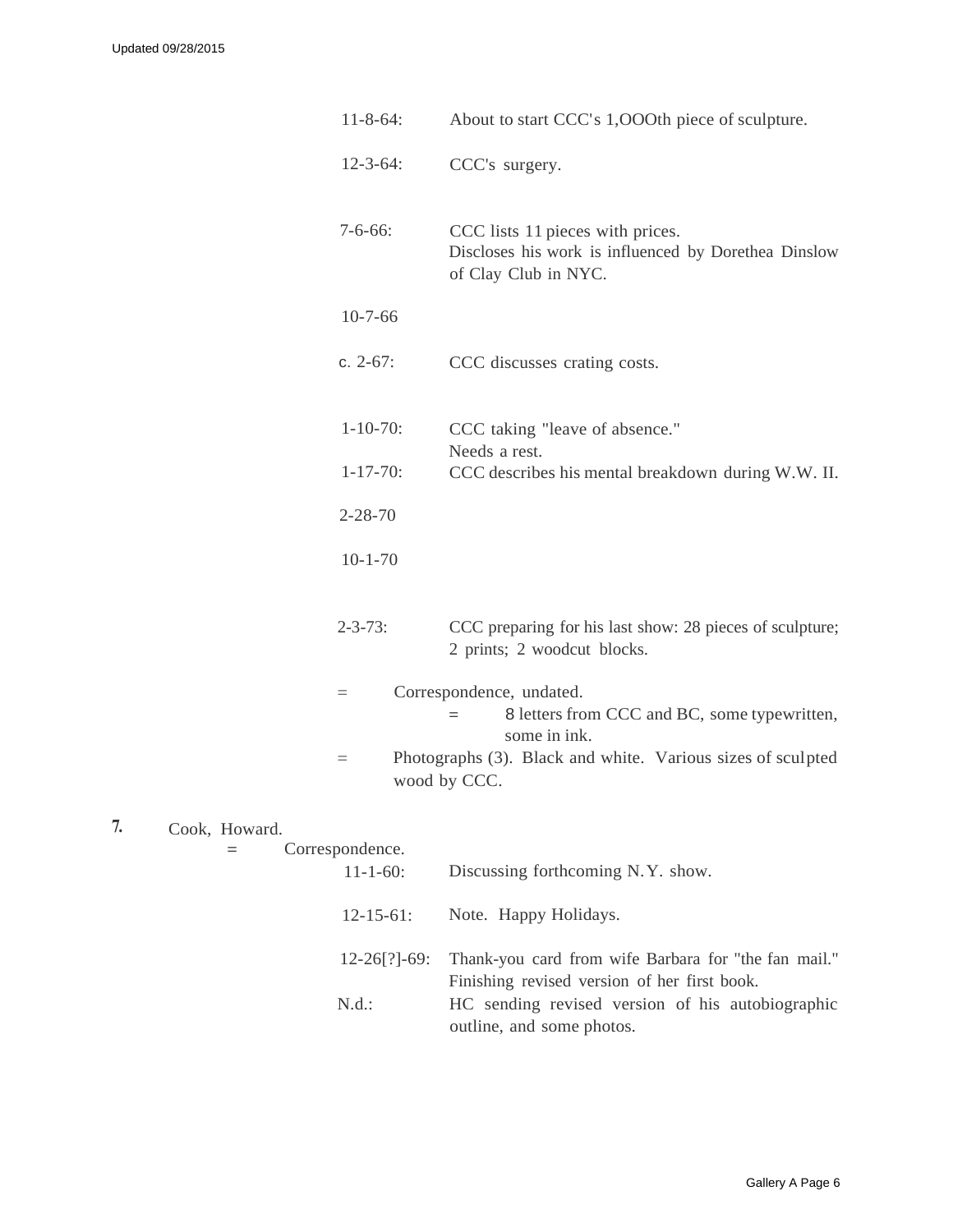11-8-64: About to start CCC's 1,OOOth piece of sculpture.

12-3-64: CCC's surgery.

7-6-66: CCC lists 11 pieces with prices.
Discloses his work is influenced by Dorethea Dinslow of Clay Club in NYC.

10-7-66

c. 2-67: CCC discusses crating costs.

1-10-70: CCC taking "leave of absence."
Needs a rest.

1-17-70: CCC describes his mental breakdown during W.W. II.

2-28-70

10-1-70

2-3-73: CCC preparing for his last show: 28 pieces of sculpture; 2 prints; 2 woodcut blocks.

= Correspondence, undated.
= 8 letters from CCC and BC, some typewritten, some in ink.

= Photographs (3). Black and white. Various sizes of sculpted wood by CCC.

**7.** Cook, Howard.

= Correspondence.

11-1-60: Discussing forthcoming N.Y. show.

12-15-61: Note. Happy Holidays.

12-26[?]-69: Thank-you card from wife Barbara for "the fan mail." Finishing revised version of her first book.

N.d.: HC sending revised version of his autobiographic outline, and some photos.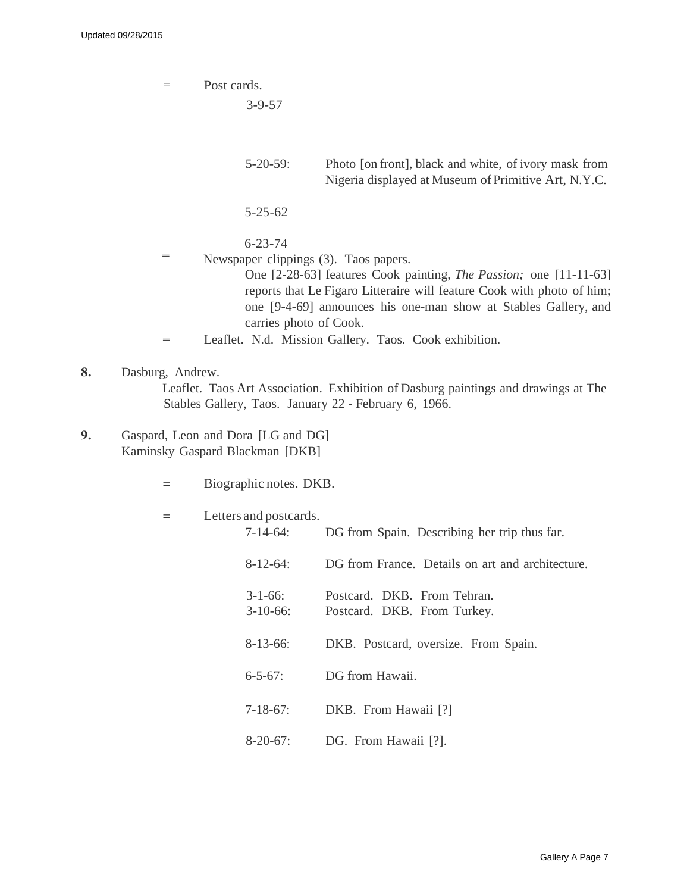=	Post cards.

3-9-57

5-20-59:	Photo [on front], black and white, of ivory mask from Nigeria displayed at Museum of Primitive Art, N.Y.C.

5-25-62

6-23-74

=	Newspaper clippings (3). Taos papers.
One [2-28-63] features Cook painting, *The Passion;* one [11-11-63] reports that Le Figaro Litteraire will feature Cook with photo of him; one [9-4-69] announces his one-man show at Stables Gallery, and carries photo of Cook.

=	Leaflet. N.d. Mission Gallery. Taos. Cook exhibition.

**8.** Dasburg, Andrew.
Leaflet. Taos Art Association. Exhibition of Dasburg paintings and drawings at The Stables Gallery, Taos. January 22 - February 6, 1966.

**9.** Gaspard, Leon and Dora [LG and DG]
Kaminsky Gaspard Blackman [DKB]

=	Biographic notes. DKB.

=	Letters and postcards.

7-14-64:	DG from Spain. Describing her trip thus far.

8-12-64:	DG from France. Details on art and architecture.

3-1-66:	Postcard. DKB. From Tehran.
3-10-66:	Postcard. DKB. From Turkey.

8-13-66:	DKB. Postcard, oversize. From Spain.

6-5-67:	DG from Hawaii.

7-18-67:	DKB. From Hawaii [?]

8-20-67:	DG. From Hawaii [?].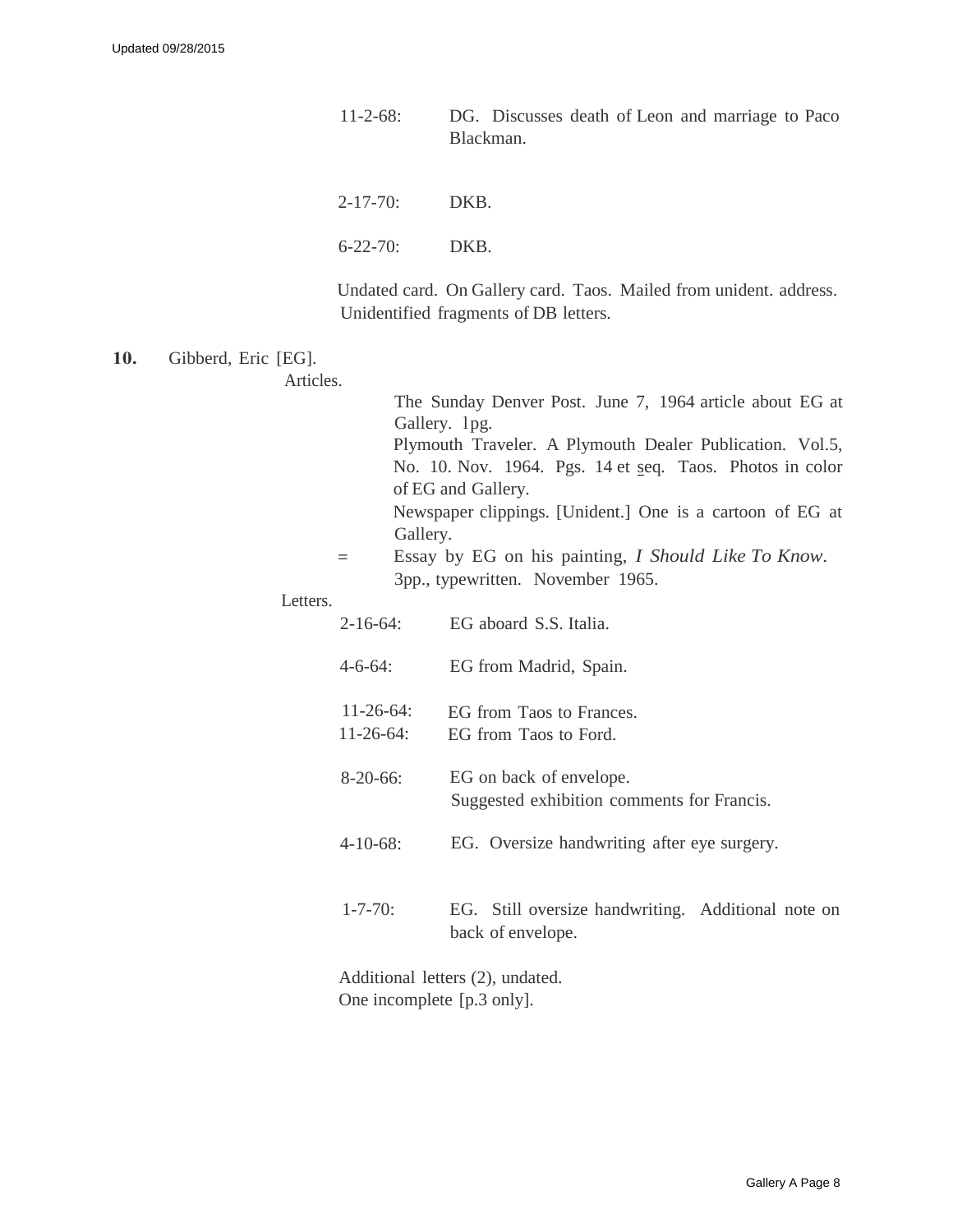11-2-68: DG. Discusses death of Leon and marriage to Paco Blackman.

2-17-70: DKB.

6-22-70: DKB.

Undated card. On Gallery card. Taos. Mailed from unident. address. Unidentified fragments of DB letters.

**10.** Gibberd, Eric [EG].

Articles.

The Sunday Denver Post. June 7, 1964 article about EG at Gallery. 1pg.

Plymouth Traveler. A Plymouth Dealer Publication. Vol.5, No. 10. Nov. 1964. Pgs. 14 et seq. Taos. Photos in color of EG and Gallery.

Newspaper clippings. [Unident.] One is a cartoon of EG at Gallery.

= Essay by EG on his painting, *I Should Like To Know*. 3pp., typewritten. November 1965.

Letters.

2-16-64: EG aboard S.S. Italia.

4-6-64: EG from Madrid, Spain.

11-26-64: EG from Taos to Frances.
11-26-64: EG from Taos to Ford.

8-20-66: EG on back of envelope.
Suggested exhibition comments for Francis.

4-10-68: EG. Oversize handwriting after eye surgery.

1-7-70: EG. Still oversize handwriting. Additional note on back of envelope.

Additional letters (2), undated.
One incomplete [p.3 only].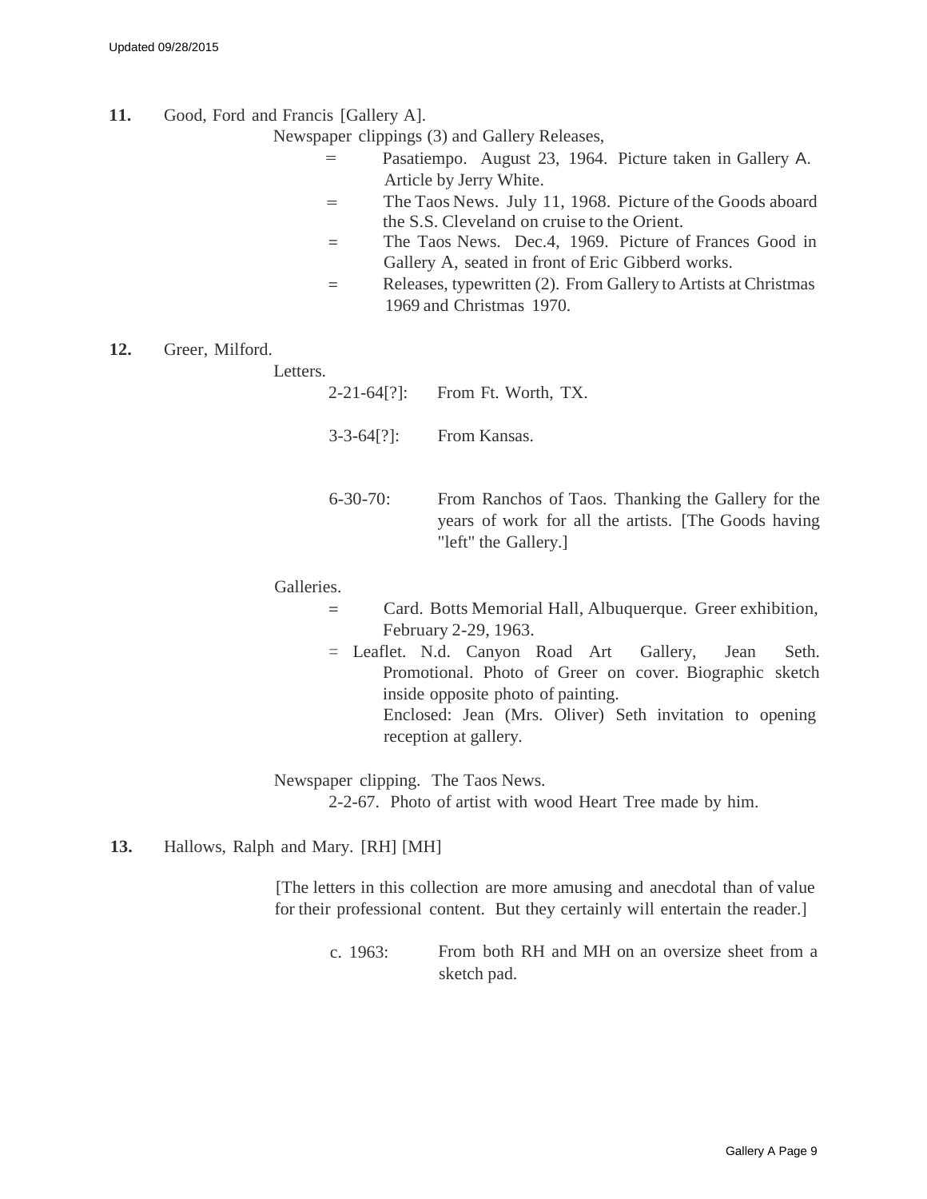**11.** Good, Ford and Francis [Gallery A].

Newspaper clippings (3) and Gallery Releases,

= Pasatiempo. August 23, 1964. Picture taken in Gallery A. Article by Jerry White.

= The Taos News. July 11, 1968. Picture of the Goods aboard the S.S. Cleveland on cruise to the Orient.

= The Taos News. Dec.4, 1969. Picture of Frances Good in Gallery A, seated in front of Eric Gibberd works.

= Releases, typewritten (2). From Gallery to Artists at Christmas 1969 and Christmas 1970.

**12.** Greer, Milford.

Letters.

2-21-64[?]: From Ft. Worth, TX.

3-3-64[?]: From Kansas.

6-30-70: From Ranchos of Taos. Thanking the Gallery for the years of work for all the artists. [The Goods having "left" the Gallery.]

Galleries.

= Card. Botts Memorial Hall, Albuquerque. Greer exhibition, February 2-29, 1963.

= Leaflet. N.d. Canyon Road Art Gallery, Jean Seth. Promotional. Photo of Greer on cover. Biographic sketch inside opposite photo of painting.
Enclosed: Jean (Mrs. Oliver) Seth invitation to opening reception at gallery.

Newspaper clipping. The Taos News.

2-2-67. Photo of artist with wood Heart Tree made by him.

**13.** Hallows, Ralph and Mary. [RH] [MH]

[The letters in this collection are more amusing and anecdotal than of value for their professional content. But they certainly will entertain the reader.]

c. 1963: From both RH and MH on an oversize sheet from a sketch pad.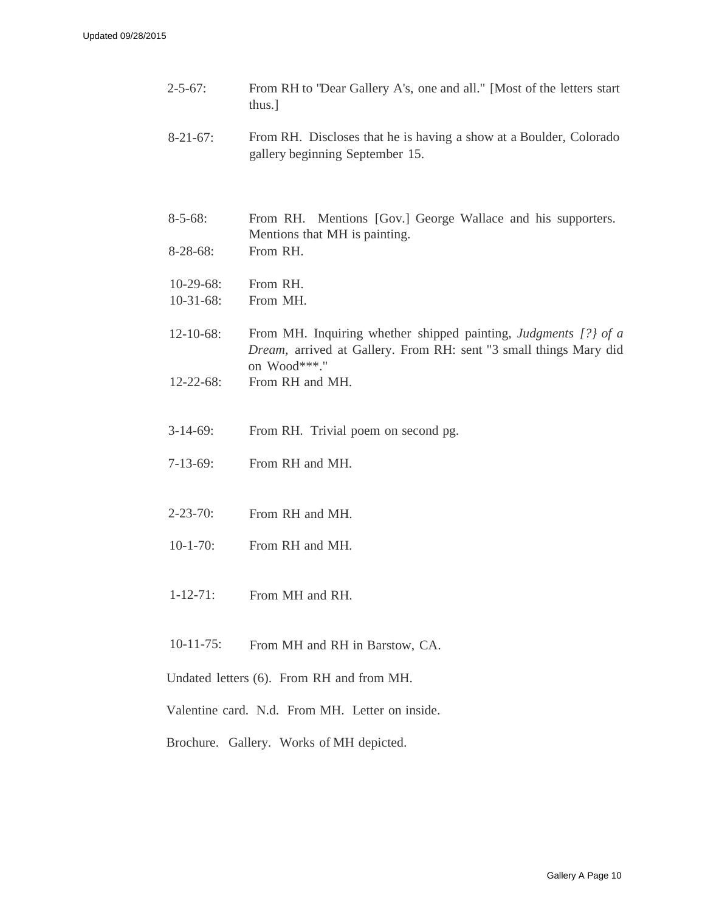2-5-67: From RH to "Dear Gallery A's, one and all." [Most of the letters start thus.]

8-21-67: From RH. Discloses that he is having a show at a Boulder, Colorado gallery beginning September 15.

8-5-68: From RH. Mentions [Gov.] George Wallace and his supporters. Mentions that MH is painting.

8-28-68: From RH.

10-29-68: From RH.

10-31-68: From MH.

12-10-68: From MH. Inquiring whether shipped painting, *Judgments [?} of a Dream*, arrived at Gallery. From RH: sent "3 small things Mary did on Wood***."

12-22-68: From RH and MH.

3-14-69: From RH. Trivial poem on second pg.

7-13-69: From RH and MH.

2-23-70: From RH and MH.

10-1-70: From RH and MH.

1-12-71: From MH and RH.

10-11-75: From MH and RH in Barstow, CA.

Undated letters (6). From RH and from MH.

Valentine card. N.d. From MH. Letter on inside.

Brochure. Gallery. Works of MH depicted.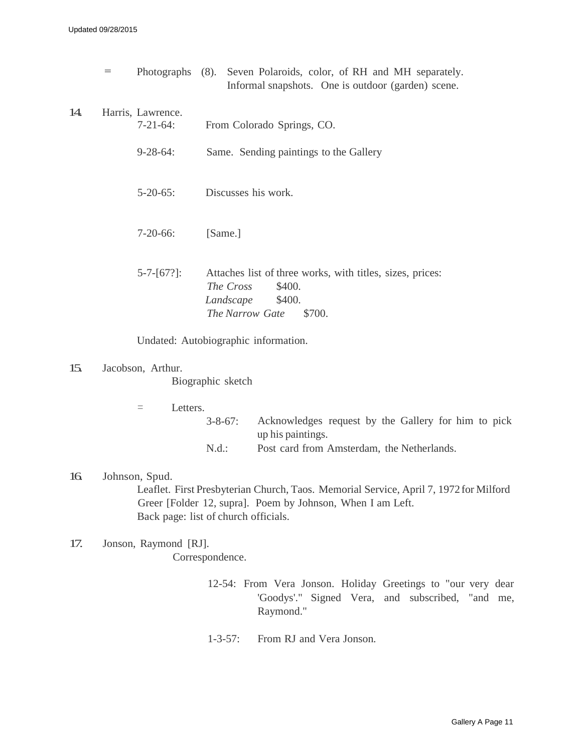= Photographs (8). Seven Polaroids, color, of RH and MH separately. Informal snapshots. One is outdoor (garden) scene.

14. Harris, Lawrence.

7-21-64: From Colorado Springs, CO.

9-28-64: Same. Sending paintings to the Gallery

5-20-65: Discusses his work.

7-20-66: [Same.]

5-7-[67?]: Attaches list of three works, with titles, sizes, prices:

*The Cross* $400.
*Landscape* $400.
*The Narrow Gate* $700.

Undated: Autobiographic information.

15. Jacobson, Arthur.

Biographic sketch

= Letters.

3-8-67: Acknowledges request by the Gallery for him to pick up his paintings.

N.d.: Post card from Amsterdam, the Netherlands.

16. Johnson, Spud.

Leaflet. First Presbyterian Church, Taos. Memorial Service, April 7, 1972 for Milford Greer [Folder 12, supra]. Poem by Johnson, When I am Left.
Back page: list of church officials.

17. Jonson, Raymond [RJ].

Correspondence.

12-54: From Vera Jonson. Holiday Greetings to "our very dear 'Goodys'." Signed Vera, and subscribed, "and me, Raymond."

1-3-57: From RJ and Vera Jonson.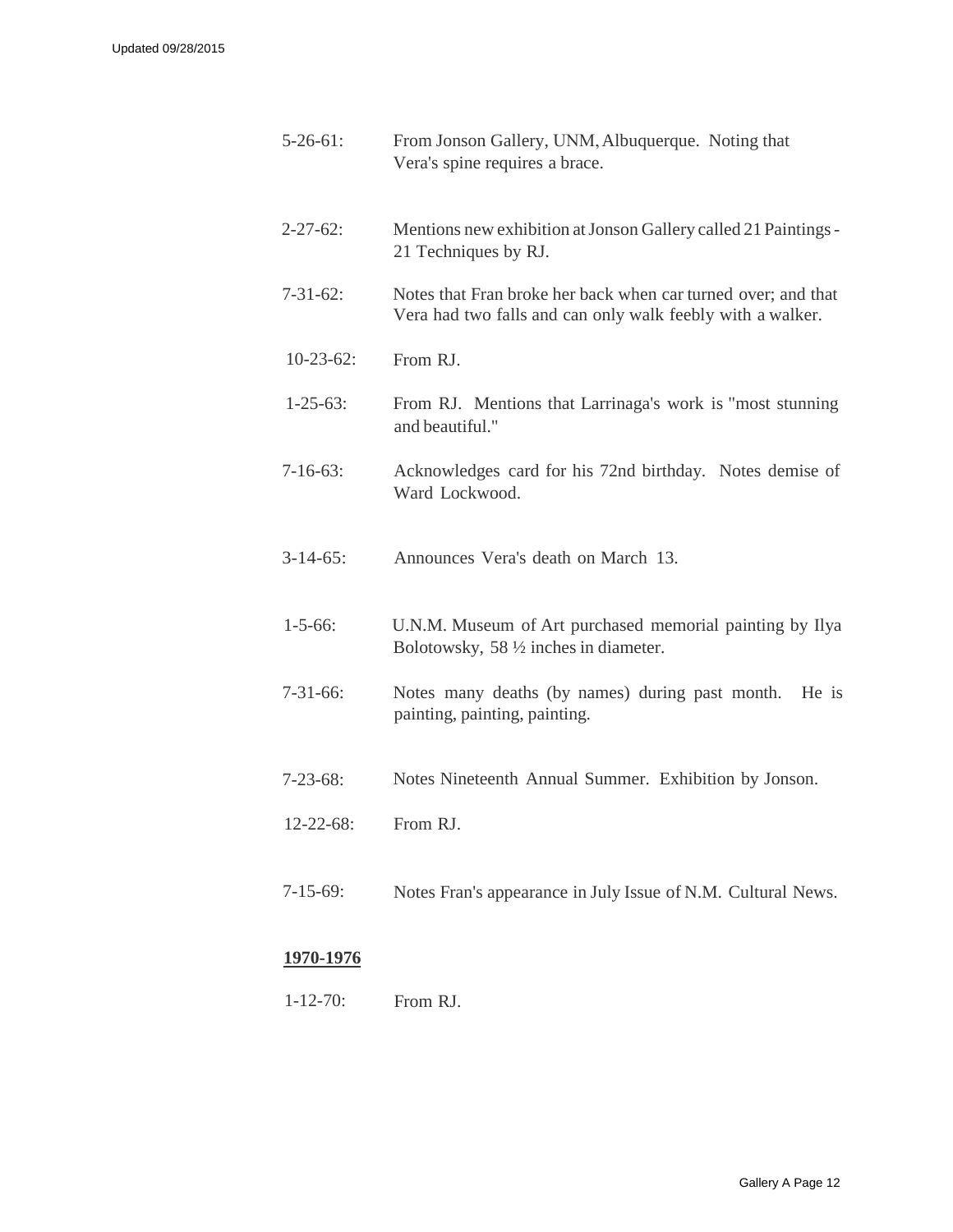5-26-61: From Jonson Gallery, UNM, Albuquerque. Noting that Vera's spine requires a brace.

2-27-62: Mentions new exhibition at Jonson Gallery called 21 Paintings - 21 Techniques by RJ.

7-31-62: Notes that Fran broke her back when car turned over; and that Vera had two falls and can only walk feebly with a walker.

10-23-62: From RJ.

1-25-63: From RJ. Mentions that Larrinaga's work is "most stunning and beautiful."

7-16-63: Acknowledges card for his 72nd birthday. Notes demise of Ward Lockwood.

3-14-65: Announces Vera's death on March 13.

1-5-66: U.N.M. Museum of Art purchased memorial painting by Ilya Bolotowsky, 58 ½ inches in diameter.

7-31-66: Notes many deaths (by names) during past month. He is painting, painting, painting.

7-23-68: Notes Nineteenth Annual Summer. Exhibition by Jonson.

12-22-68: From RJ.

7-15-69: Notes Fran's appearance in July Issue of N.M. Cultural News.

**1970-1976**

1-12-70: From RJ.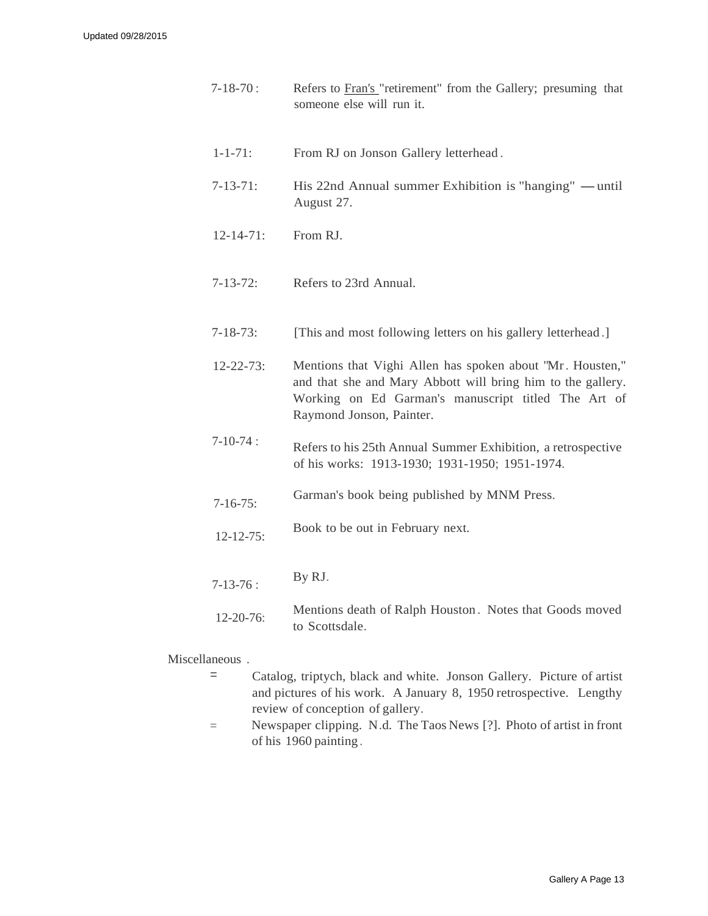7-18-70: Refers to Fran's "retirement" from the Gallery; presuming that someone else will run it.

1-1-71: From RJ on Jonson Gallery letterhead.

7-13-71: His 22nd Annual summer Exhibition is "hanging" — until August 27.

12-14-71: From RJ.

7-13-72: Refers to 23rd Annual.

7-18-73: [This and most following letters on his gallery letterhead.]

12-22-73: Mentions that Vighi Allen has spoken about "Mr. Housten," and that she and Mary Abbott will bring him to the gallery. Working on Ed Garman's manuscript titled The Art of Raymond Jonson, Painter.

7-10-74: Refers to his 25th Annual Summer Exhibition, a retrospective of his works: 1913-1930; 1931-1950; 1951-1974.

7-16-75: Garman's book being published by MNM Press.

12-12-75: Book to be out in February next.

7-13-76: By RJ.

12-20-76: Mentions death of Ralph Houston. Notes that Goods moved to Scottsdale.

Miscellaneous.

= Catalog, triptych, black and white. Jonson Gallery. Picture of artist and pictures of his work. A January 8, 1950 retrospective. Lengthy review of conception of gallery.

= Newspaper clipping. N.d. The Taos News [?]. Photo of artist in front of his 1960 painting.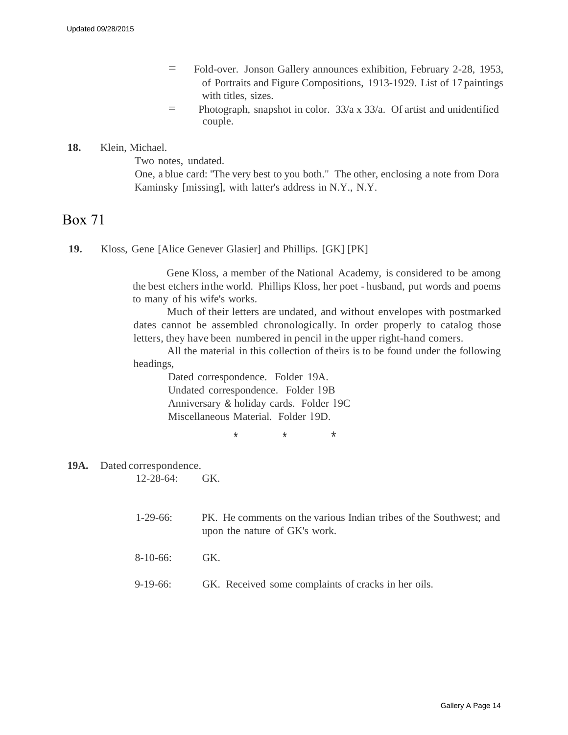= Fold-over. Jonson Gallery announces exhibition, February 2-28, 1953, of Portraits and Figure Compositions, 1913-1929. List of 17 paintings with titles, sizes.

= Photograph, snapshot in color. 33/a x 33/a. Of artist and unidentified couple.

**18.** Klein, Michael.

Two notes, undated.

One, a blue card: "The very best to you both." The other, enclosing a note from Dora Kaminsky [missing], with latter's address in N.Y., N.Y.

# Box 71

**19.** Kloss, Gene [Alice Genever Glasier] and Phillips. [GK] [PK]

Gene Kloss, a member of the National Academy, is considered to be among the best etchers in the world. Phillips Kloss, her poet - husband, put words and poems to many of his wife's works.

Much of their letters are undated, and without envelopes with postmarked dates cannot be assembled chronologically. In order properly to catalog those letters, they have been numbered in pencil in the upper right-hand comers.

All the material in this collection of theirs is to be found under the following headings,

Dated correspondence. Folder 19A.
Undated correspondence. Folder 19B
Anniversary & holiday cards. Folder 19C
Miscellaneous Material. Folder 19D.

\* \* \*

**19A.** Dated correspondence.

12-28-64: GK.

1-29-66: PK. He comments on the various Indian tribes of the Southwest; and upon the nature of GK's work.

8-10-66: GK.

9-19-66: GK. Received some complaints of cracks in her oils.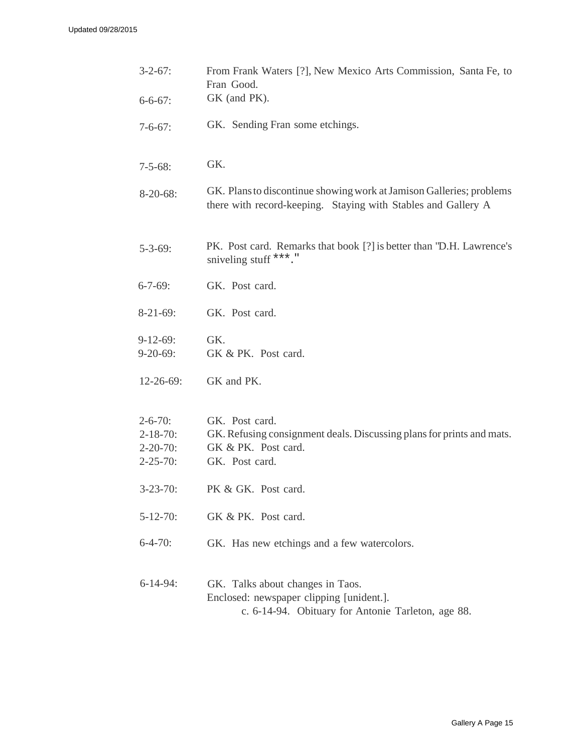3-2-67: From Frank Waters [?], New Mexico Arts Commission, Santa Fe, to Fran Good.

6-6-67: GK (and PK).

7-6-67: GK. Sending Fran some etchings.

7-5-68: GK.

8-20-68: GK. Plans to discontinue showing work at Jamison Galleries; problems there with record-keeping. Staying with Stables and Gallery A

5-3-69: PK. Post card. Remarks that book [?] is better than "D.H. Lawrence's sniveling stuff ***."

6-7-69: GK. Post card.

8-21-69: GK. Post card.

9-12-69: GK.
9-20-69: GK & PK. Post card.

12-26-69: GK and PK.

2-6-70: GK. Post card.
2-18-70: GK. Refusing consignment deals. Discussing plans for prints and mats.
2-20-70: GK & PK. Post card.
2-25-70: GK. Post card.

3-23-70: PK & GK. Post card.

5-12-70: GK & PK. Post card.

6-4-70: GK. Has new etchings and a few watercolors.

6-14-94: GK. Talks about changes in Taos.
Enclosed: newspaper clipping [unident.].
c. 6-14-94. Obituary for Antonie Tarleton, age 88.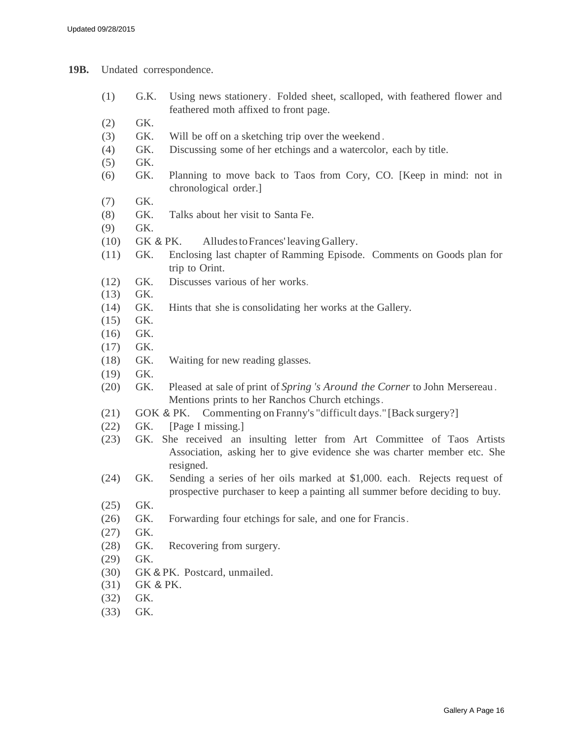**19B.** Undated correspondence.

(1) G.K. Using news stationery. Folded sheet, scalloped, with feathered flower and feathered moth affixed to front page.

(2) GK.

(3) GK. Will be off on a sketching trip over the weekend.

(4) GK. Discussing some of her etchings and a watercolor, each by title.

(5) GK.

(6) GK. Planning to move back to Taos from Cory, CO. [Keep in mind: not in chronological order.]

(7) GK.

(8) GK. Talks about her visit to Santa Fe.

(9) GK.

(10) GK & PK. Alludes to Frances' leaving Gallery.

(11) GK. Enclosing last chapter of Ramming Episode. Comments on Goods plan for trip to Orint.

(12) GK. Discusses various of her works.

(13) GK.

(14) GK. Hints that she is consolidating her works at the Gallery.

(15) GK.

(16) GK.

(17) GK.

(18) GK. Waiting for new reading glasses.

(19) GK.

(20) GK. Pleased at sale of print of *Spring 's Around the Corner* to John Mersereau. Mentions prints to her Ranchos Church etchings.

(21) GOK & PK. Commenting on Franny's "difficult days." [Back surgery?]

(22) GK. [Page I missing.]

(23) GK. She received an insulting letter from Art Committee of Taos Artists Association, asking her to give evidence she was charter member etc. She resigned.

(24) GK. Sending a series of her oils marked at $1,000. each. Rejects request of prospective purchaser to keep a painting all summer before deciding to buy.

(25) GK.

(26) GK. Forwarding four etchings for sale, and one for Francis.

(27) GK.

(28) GK. Recovering from surgery.

(29) GK.

(30) GK & PK. Postcard, unmailed.

(31) GK & PK.

(32) GK.

(33) GK.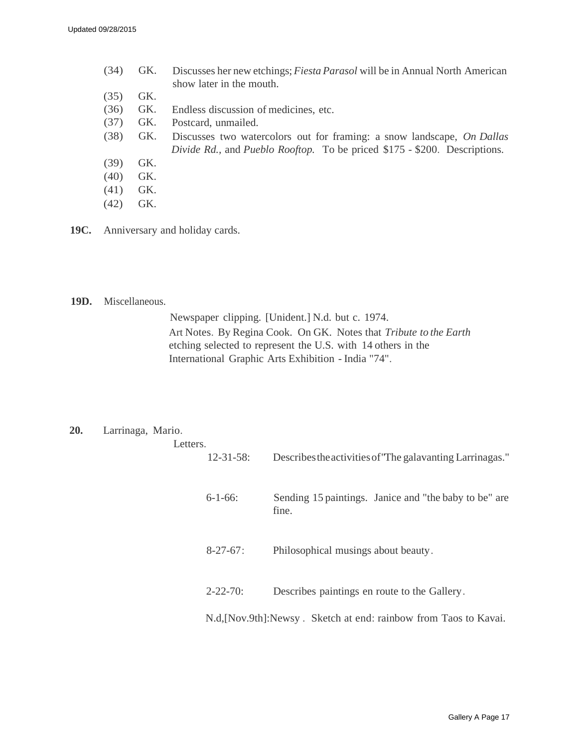(34) GK. Discusses her new etchings; *Fiesta Parasol* will be in Annual North American show later in the mouth.

(35) GK.

(36) GK. Endless discussion of medicines, etc.

(37) GK. Postcard, unmailed.

(38) GK. Discusses two watercolors out for framing: a snow landscape, *On Dallas Divide Rd.*, and *Pueblo Rooftop.* To be priced $175 - $200. Descriptions.

(39) GK.

(40) GK.

(41) GK.

(42) GK.

**19C.** Anniversary and holiday cards.

**19D.** Miscellaneous.

Newspaper clipping. [Unident.] N.d. but c. 1974. Art Notes. By Regina Cook. On GK. Notes that *Tribute to the Earth* etching selected to represent the U.S. with 14 others in the International Graphic Arts Exhibition - India "74".

**20.** Larrinaga, Mario.

Letters.

12-31-58: Describes the activities of "The galavanting Larrinagas."

6-1-66: Sending 15 paintings. Janice and "the baby to be" are fine.

8-27-67: Philosophical musings about beauty.

2-22-70: Describes paintings en route to the Gallery.

N.d,[Nov.9th]:Newsy . Sketch at end: rainbow from Taos to Kavai.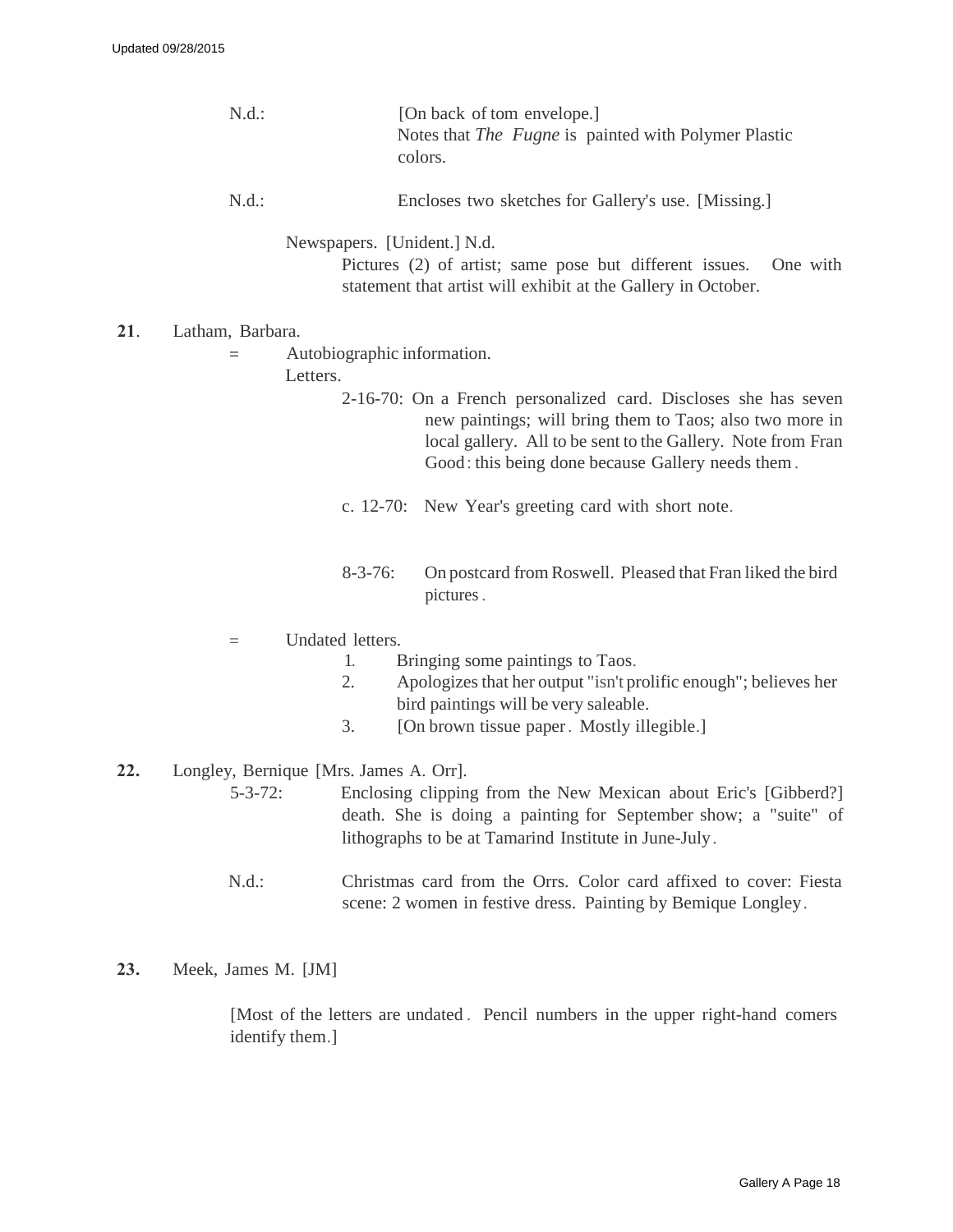N.d.: [On back of tom envelope.]
Notes that *The Fugne* is painted with Polymer Plastic colors.

N.d.: Encloses two sketches for Gallery's use. [Missing.]

Newspapers. [Unident.] N.d.
Pictures (2) of artist; same pose but different issues. One with statement that artist will exhibit at the Gallery in October.

**21**. Latham, Barbara.

= Autobiographic information.

Letters.

2-16-70: On a French personalized card. Discloses she has seven new paintings; will bring them to Taos; also two more in local gallery. All to be sent to the Gallery. Note from Fran Good: this being done because Gallery needs them.

c. 12-70: New Year's greeting card with short note.

8-3-76: On postcard from Roswell. Pleased that Fran liked the bird pictures.

= Undated letters.

1. Bringing some paintings to Taos.
2. Apologizes that her output "isn't prolific enough"; believes her bird paintings will be very saleable.
3. [On brown tissue paper. Mostly illegible.]

**22.** Longley, Bernique [Mrs. James A. Orr].

5-3-72: Enclosing clipping from the New Mexican about Eric's [Gibberd?] death. She is doing a painting for September show; a "suite" of lithographs to be at Tamarind Institute in June-July.

N.d.: Christmas card from the Orrs. Color card affixed to cover: Fiesta scene: 2 women in festive dress. Painting by Bemique Longley.

**23.** Meek, James M. [JM]

[Most of the letters are undated. Pencil numbers in the upper right-hand comers identify them.]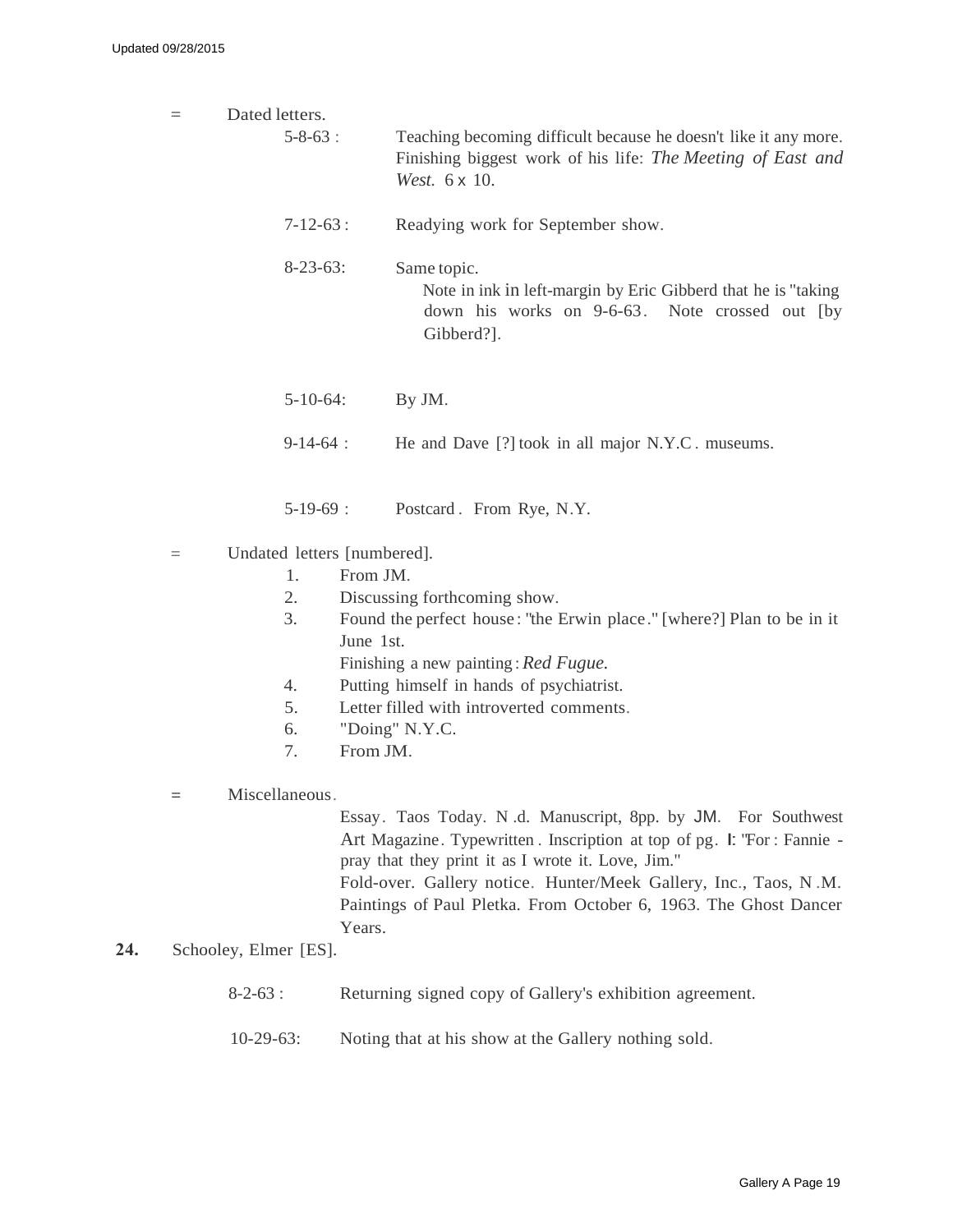= Dated letters.

- 5-8-63 : Teaching becoming difficult because he doesn't like it any more. Finishing biggest work of his life: *The Meeting of East and West.* 6 x 10.
- 7-12-63 : Readying work for September show.
- 8-23-63: Same topic.
  Note in ink in left-margin by Eric Gibberd that he is "taking down his works on 9-6-63. Note crossed out [by Gibberd?].
- 5-10-64: By JM.
- 9-14-64 : He and Dave [?] took in all major N.Y.C. museums.
- 5-19-69 : Postcard. From Rye, N.Y.

= Undated letters [numbered].

1. From JM.
2. Discussing forthcoming show.
3. Found the perfect house: "the Erwin place." [where?] Plan to be in it June 1st.
   Finishing a new painting: *Red Fugue.*
4. Putting himself in hands of psychiatrist.
5. Letter filled with introverted comments.
6. "Doing" N.Y.C.
7. From JM.

= Miscellaneous.

Essay. Taos Today. N.d. Manuscript, 8pp. by JM. For Southwest Art Magazine. Typewritten. Inscription at top of pg. I: "For: Fannie - pray that they print it as I wrote it. Love, Jim."

Fold-over. Gallery notice. Hunter/Meek Gallery, Inc., Taos, N.M. Paintings of Paul Pletka. From October 6, 1963. The Ghost Dancer Years.

**24.** Schooley, Elmer [ES].

- 8-2-63 : Returning signed copy of Gallery's exhibition agreement.
- 10-29-63: Noting that at his show at the Gallery nothing sold.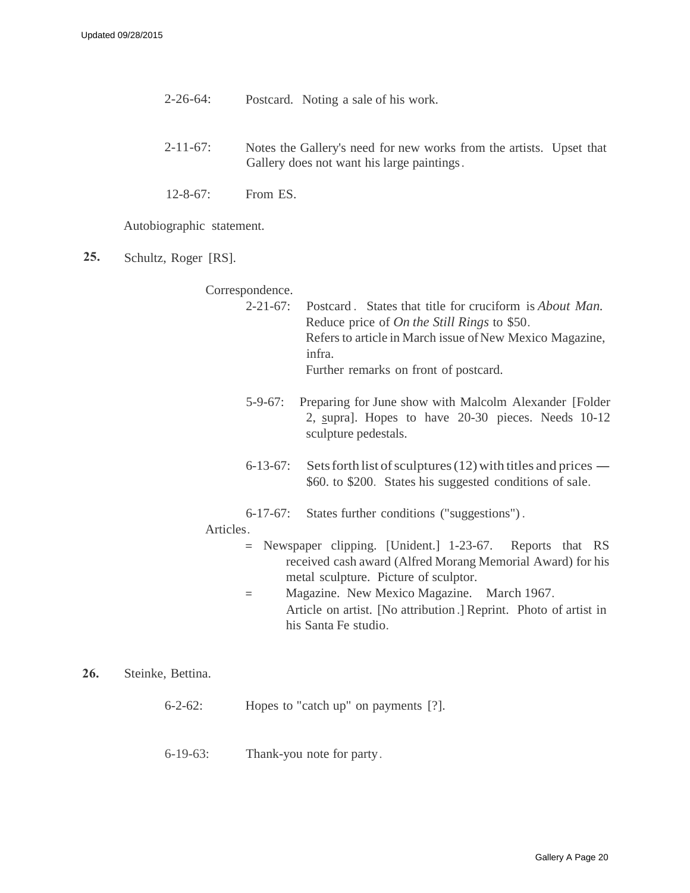2-26-64: Postcard. Noting a sale of his work.

2-11-67: Notes the Gallery's need for new works from the artists. Upset that Gallery does not want his large paintings.

12-8-67: From ES.

Autobiographic statement.

**25.** Schultz, Roger [RS].

Correspondence.

2-21-67: Postcard. States that title for cruciform is *About Man.* Reduce price of *On the Still Rings* to $50. Refers to article in March issue of New Mexico Magazine, infra. Further remarks on front of postcard.

5-9-67: Preparing for June show with Malcolm Alexander [Folder 2, supra]. Hopes to have 20-30 pieces. Needs 10-12 sculpture pedestals.

6-13-67: Sets forth list of sculptures (12) with titles and prices — $60. to $200. States his suggested conditions of sale.

6-17-67: States further conditions ("suggestions").

Articles.

= Newspaper clipping. [Unident.] 1-23-67. Reports that RS received cash award (Alfred Morang Memorial Award) for his metal sculpture. Picture of sculptor.

= Magazine. New Mexico Magazine. March 1967. Article on artist. [No attribution.] Reprint. Photo of artist in his Santa Fe studio.

**26.** Steinke, Bettina.

6-2-62: Hopes to "catch up" on payments [?].

6-19-63: Thank-you note for party.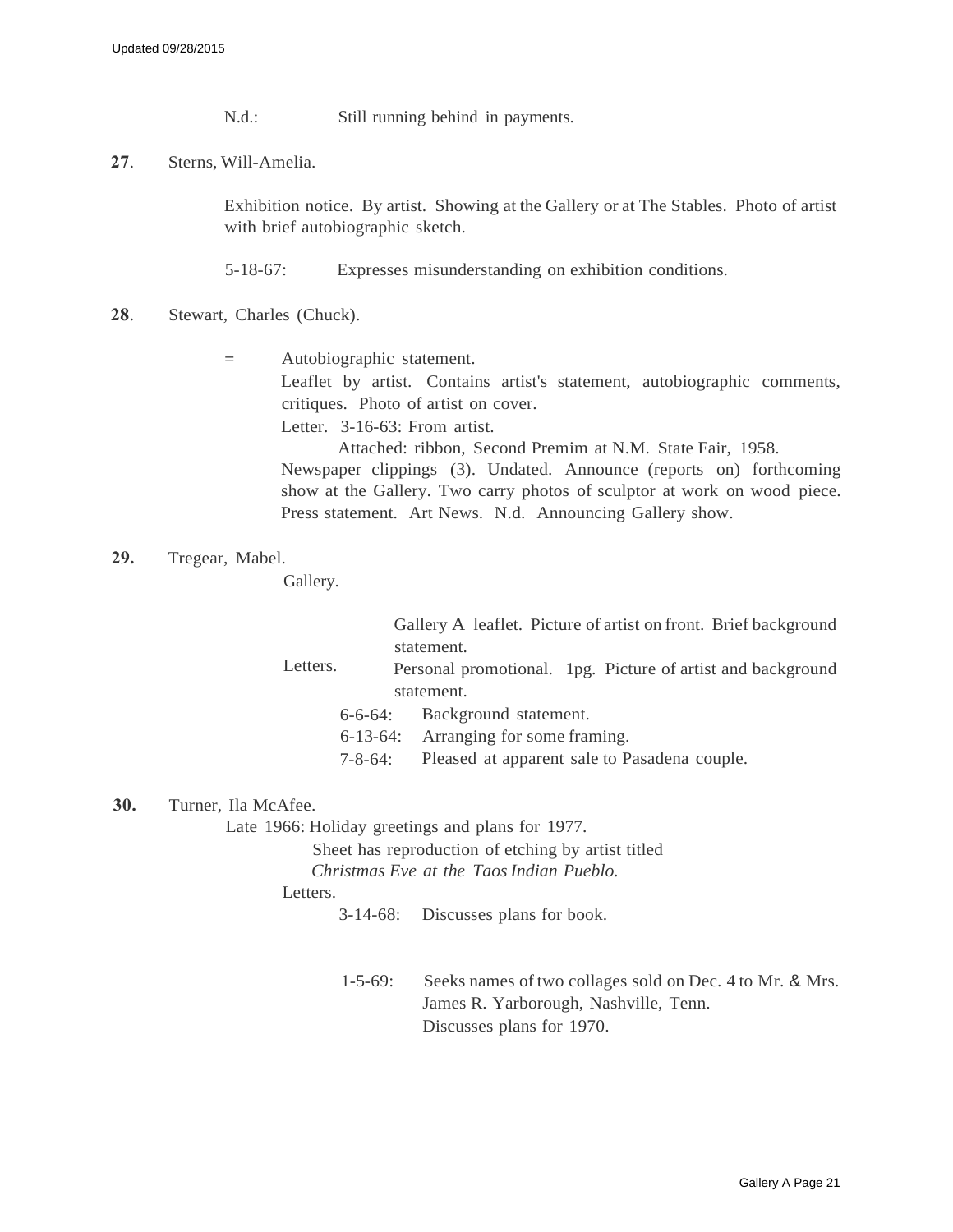N.d.: Still running behind in payments.

**27**. Sterns, Will-Amelia.

Exhibition notice. By artist. Showing at the Gallery or at The Stables. Photo of artist with brief autobiographic sketch.

5-18-67: Expresses misunderstanding on exhibition conditions.

**28**. Stewart, Charles (Chuck).

= Autobiographic statement.

Leaflet by artist. Contains artist's statement, autobiographic comments, critiques. Photo of artist on cover.

Letter. 3-16-63: From artist.

Attached: ribbon, Second Premim at N.M. State Fair, 1958.

Newspaper clippings (3). Undated. Announce (reports on) forthcoming show at the Gallery. Two carry photos of sculptor at work on wood piece.

Press statement. Art News. N.d. Announcing Gallery show.

**29.** Tregear, Mabel.

Gallery.

Gallery A leaflet. Picture of artist on front. Brief background statement.

Personal promotional. 1pg. Picture of artist and background statement.

Letters.

6-6-64: Background statement.

6-13-64: Arranging for some framing.

7-8-64: Pleased at apparent sale to Pasadena couple.

**30.** Turner, Ila McAfee.

Late 1966: Holiday greetings and plans for 1977.

Sheet has reproduction of etching by artist titled *Christmas Eve at the Taos Indian Pueblo.*

Letters.

3-14-68: Discusses plans for book.

1-5-69: Seeks names of two collages sold on Dec. 4 to Mr. & Mrs. James R. Yarborough, Nashville, Tenn. Discusses plans for 1970.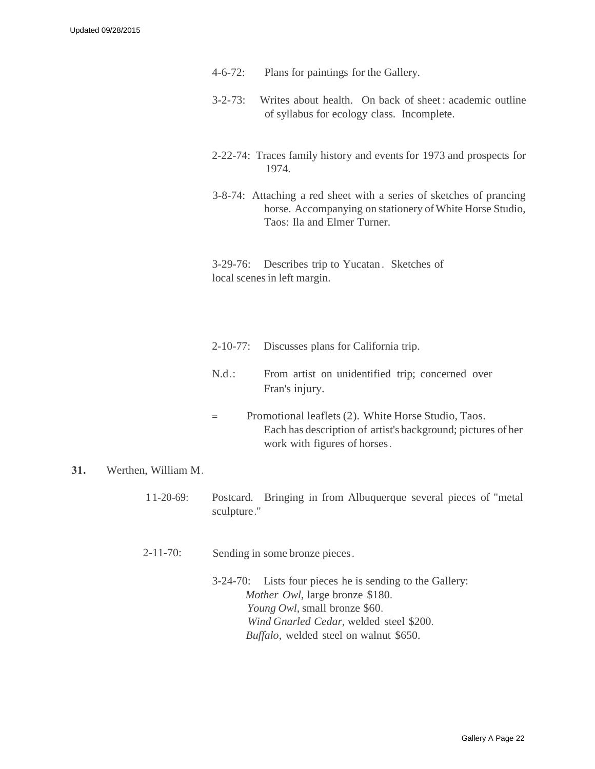4-6-72: Plans for paintings for the Gallery.

3-2-73: Writes about health. On back of sheet: academic outline of syllabus for ecology class. Incomplete.

2-22-74: Traces family history and events for 1973 and prospects for 1974.

3-8-74: Attaching a red sheet with a series of sketches of prancing horse. Accompanying on stationery of White Horse Studio, Taos: Ila and Elmer Turner.

3-29-76: Describes trip to Yucatan. Sketches of local scenes in left margin.

2-10-77: Discusses plans for California trip.

N.d.: From artist on unidentified trip; concerned over Fran's injury.

= Promotional leaflets (2). White Horse Studio, Taos. Each has description of artist's background; pictures of her work with figures of horses.

**31.** Werthen, William M.

11-20-69: Postcard. Bringing in from Albuquerque several pieces of "metal sculpture."

2-11-70: Sending in some bronze pieces.

3-24-70: Lists four pieces he is sending to the Gallery:
*Mother Owl*, large bronze $180.
*Young Owl*, small bronze $60.
*Wind Gnarled Cedar*, welded steel $200.
*Buffalo*, welded steel on walnut $650.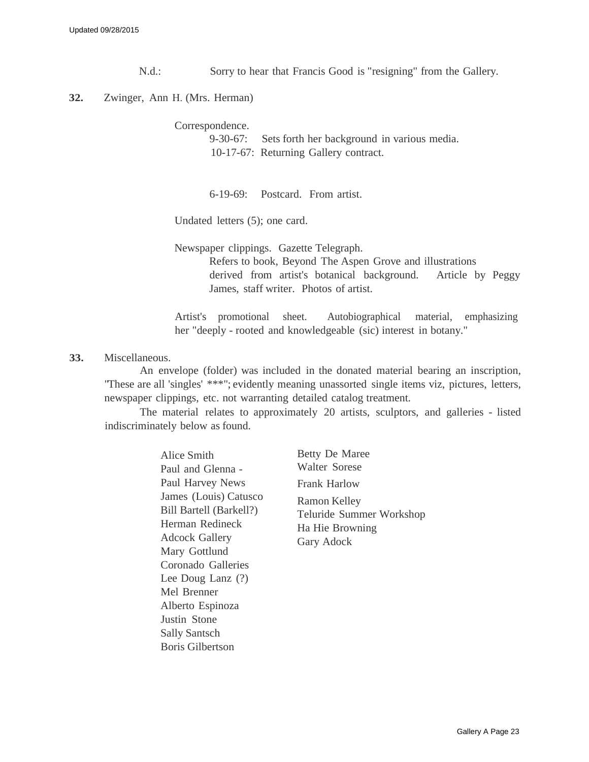N.d.: Sorry to hear that Francis Good is "resigning" from the Gallery.

**32.** Zwinger, Ann H. (Mrs. Herman)

Correspondence.

9-30-67: Sets forth her background in various media.

10-17-67: Returning Gallery contract.

6-19-69: Postcard. From artist.

Undated letters (5); one card.

Newspaper clippings. Gazette Telegraph.

Refers to book, Beyond The Aspen Grove and illustrations derived from artist's botanical background. Article by Peggy James, staff writer. Photos of artist.

Artist's promotional sheet. Autobiographical material, emphasizing her "deeply - rooted and knowledgeable (sic) interest in botany."

**33.** Miscellaneous.

An envelope (folder) was included in the donated material bearing an inscription, "These are all 'singles' ***"; evidently meaning unassorted single items viz, pictures, letters, newspaper clippings, etc. not warranting detailed catalog treatment.

The material relates to approximately 20 artists, sculptors, and galleries - listed indiscriminately below as found.

Alice Smith
Paul and Glenna -
Paul Harvey News
James (Louis) Catusco
Bill Bartell (Barkell?)
Herman Redineck
Adcock Gallery
Mary Gottlund
Coronado Galleries
Lee Doug Lanz (?)
Mel Brenner
Alberto Espinoza
Justin Stone
Sally Santsch
Boris Gilbertson
Betty De Maree
Walter Sorese
Frank Harlow
Ramon Kelley
Teluride Summer Workshop
Ha Hie Browning
Gary Adock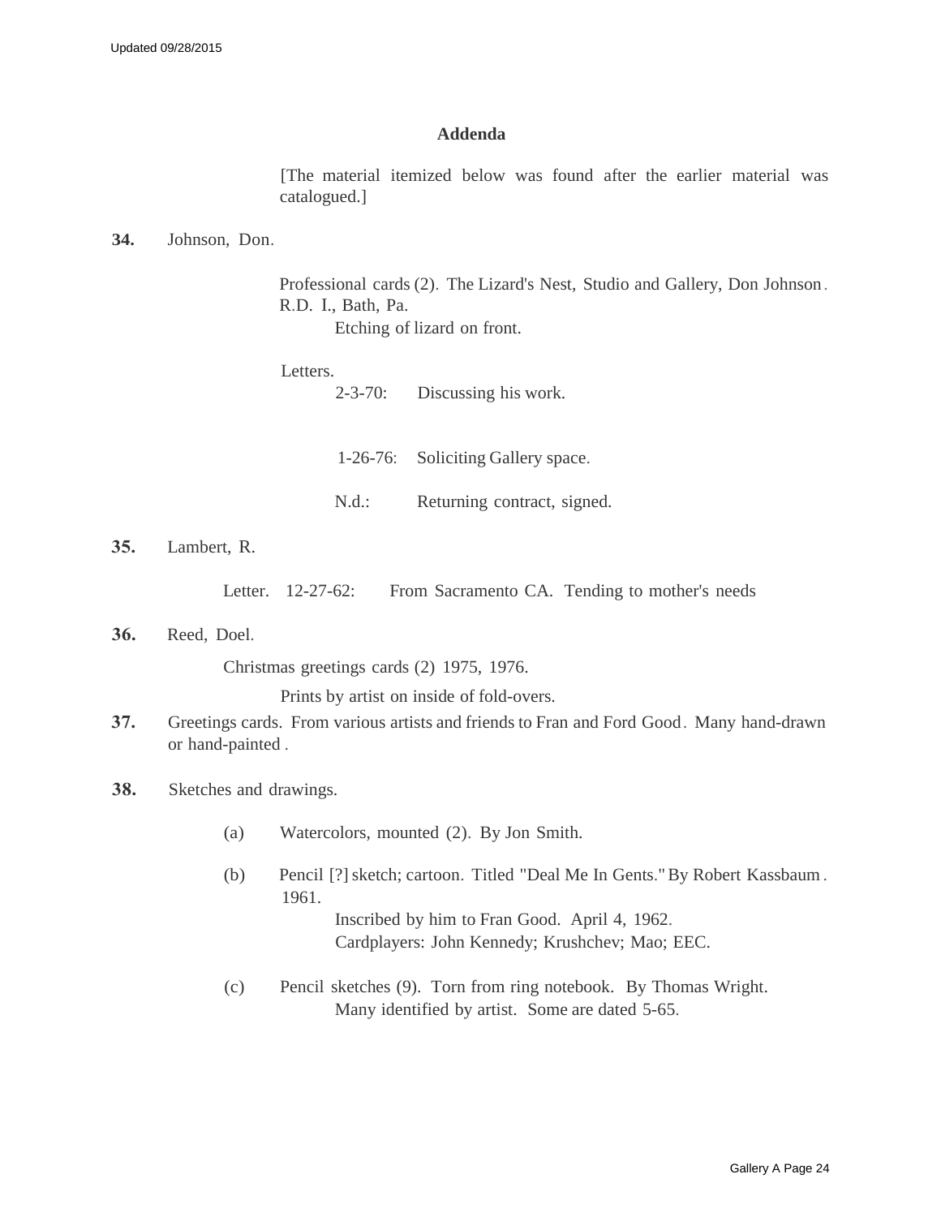## Addenda

[The material itemized below was found after the earlier material was catalogued.]

**34.** Johnson, Don.

Professional cards (2). The Lizard's Nest, Studio and Gallery, Don Johnson. R.D. I., Bath, Pa.

Etching of lizard on front.

Letters.

2-3-70: Discussing his work.

1-26-76: Soliciting Gallery space.

N.d.: Returning contract, signed.

**35.** Lambert, R.

Letter. 12-27-62: From Sacramento CA. Tending to mother's needs

**36.** Reed, Doel.

Christmas greetings cards (2) 1975, 1976.

Prints by artist on inside of fold-overs.

**37.** Greetings cards. From various artists and friends to Fran and Ford Good. Many hand-drawn or hand-painted.

**38.** Sketches and drawings.

(a) Watercolors, mounted (2). By Jon Smith.

(b) Pencil [?] sketch; cartoon. Titled "Deal Me In Gents." By Robert Kassbaum. 1961.

Inscribed by him to Fran Good. April 4, 1962.
Cardplayers: John Kennedy; Krushchev; Mao; EEC.

(c) Pencil sketches (9). Torn from ring notebook. By Thomas Wright.

Many identified by artist. Some are dated 5-65.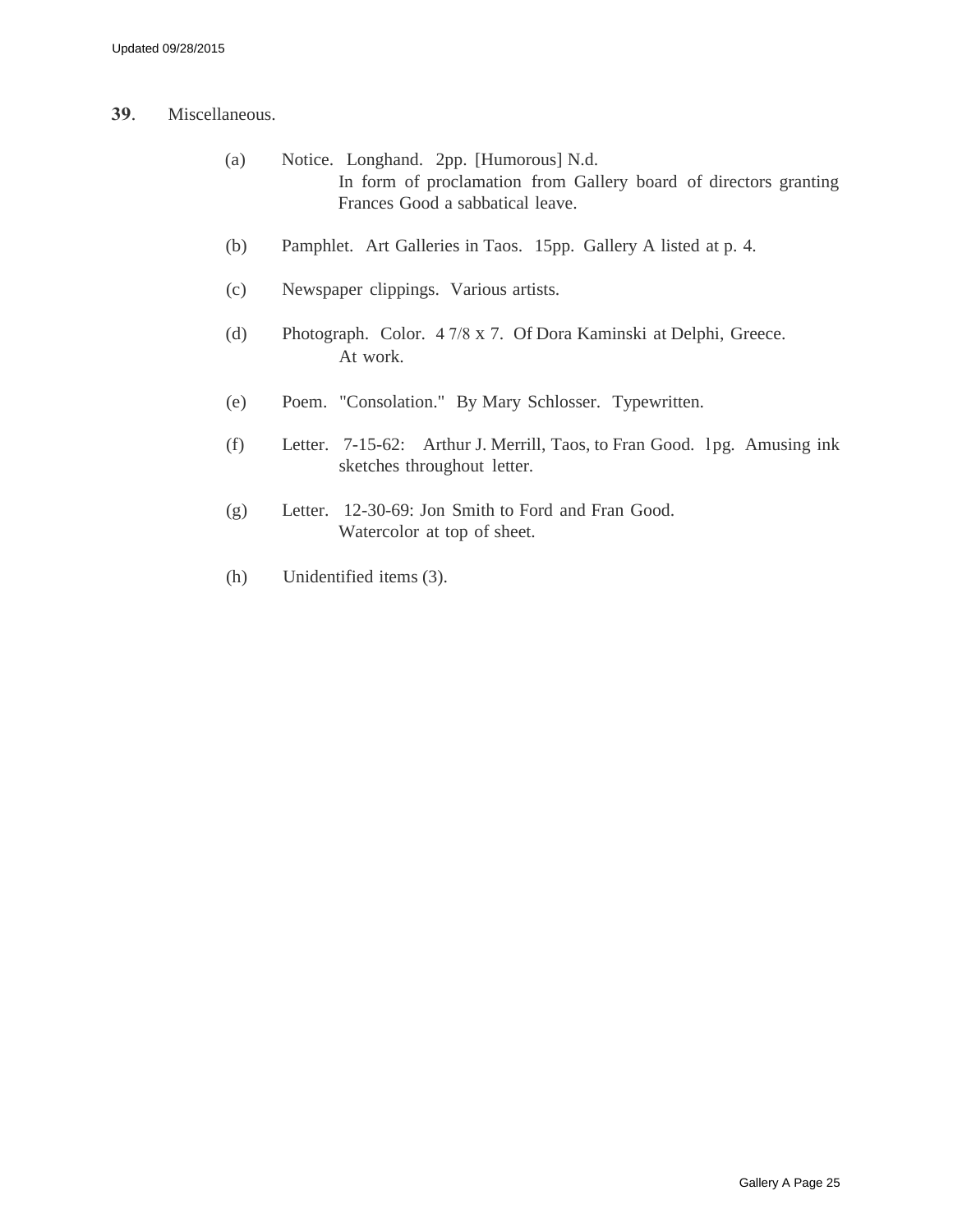**39**. Miscellaneous.

(a) Notice. Longhand. 2pp. [Humorous] N.d.
In form of proclamation from Gallery board of directors granting Frances Good a sabbatical leave.

(b) Pamphlet. Art Galleries in Taos. 15pp. Gallery A listed at p. 4.

(c) Newspaper clippings. Various artists.

(d) Photograph. Color. 4 7/8 x 7. Of Dora Kaminski at Delphi, Greece.
At work.

(e) Poem. "Consolation." By Mary Schlosser. Typewritten.

(f) Letter. 7-15-62: Arthur J. Merrill, Taos, to Fran Good. 1pg. Amusing ink sketches throughout letter.

(g) Letter. 12-30-69: Jon Smith to Ford and Fran Good.
Watercolor at top of sheet.

(h) Unidentified items (3).